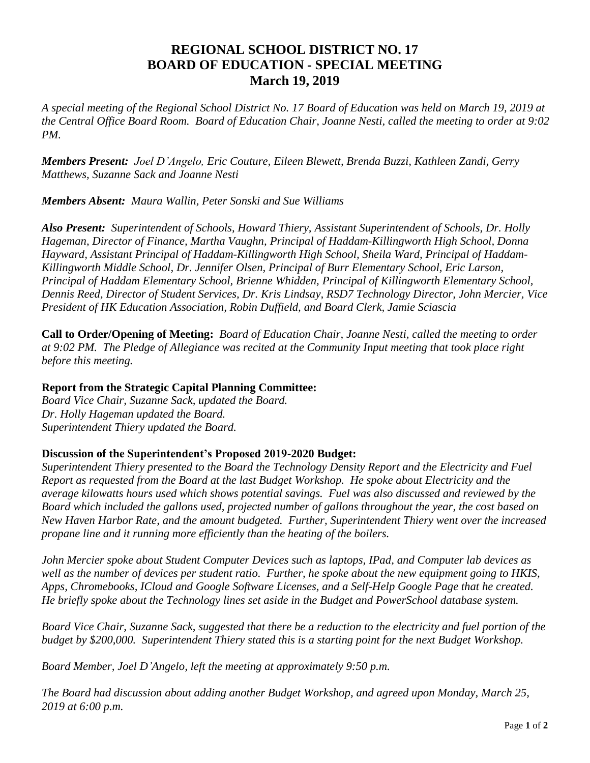# REGIONAL SCHOOL DISTRICT NO. 17
# BOARD OF EDUCATION - SPECIAL MEETING
# March 19, 2019

*A special meeting of the Regional School District No. 17 Board of Education was held on March 19, 2019 at the Central Office Board Room. Board of Education Chair, Joanne Nesti, called the meeting to order at 9:02 PM.*

***Members Present:*** *Joel D'Angelo, Eric Couture, Eileen Blewett, Brenda Buzzi, Kathleen Zandi, Gerry Matthews, Suzanne Sack and Joanne Nesti*

***Members Absent:*** *Maura Wallin, Peter Sonski and Sue Williams*

***Also Present:*** *Superintendent of Schools, Howard Thiery, Assistant Superintendent of Schools, Dr. Holly Hageman, Director of Finance, Martha Vaughn, Principal of Haddam-Killingworth High School, Donna Hayward, Assistant Principal of Haddam-Killingworth High School, Sheila Ward, Principal of Haddam-Killingworth Middle School, Dr. Jennifer Olsen, Principal of Burr Elementary School, Eric Larson, Principal of Haddam Elementary School, Brienne Whidden, Principal of Killingworth Elementary School, Dennis Reed, Director of Student Services, Dr. Kris Lindsay, RSD7 Technology Director, John Mercier, Vice President of HK Education Association, Robin Duffield, and Board Clerk, Jamie Sciascia*

**Call to Order/Opening of Meeting:** *Board of Education Chair, Joanne Nesti, called the meeting to order at 9:02 PM. The Pledge of Allegiance was recited at the Community Input meeting that took place right before this meeting.*

**Report from the Strategic Capital Planning Committee:**

*Board Vice Chair, Suzanne Sack, updated the Board.*
*Dr. Holly Hageman updated the Board.*
*Superintendent Thiery updated the Board.*

**Discussion of the Superintendent's Proposed 2019-2020 Budget:**

*Superintendent Thiery presented to the Board the Technology Density Report and the Electricity and Fuel Report as requested from the Board at the last Budget Workshop. He spoke about Electricity and the average kilowatts hours used which shows potential savings. Fuel was also discussed and reviewed by the Board which included the gallons used, projected number of gallons throughout the year, the cost based on New Haven Harbor Rate, and the amount budgeted. Further, Superintendent Thiery went over the increased propane line and it running more efficiently than the heating of the boilers.*

*John Mercier spoke about Student Computer Devices such as laptops, IPad, and Computer lab devices as well as the number of devices per student ratio. Further, he spoke about the new equipment going to HKIS, Apps, Chromebooks, ICloud and Google Software Licenses, and a Self-Help Google Page that he created. He briefly spoke about the Technology lines set aside in the Budget and PowerSchool database system.*

*Board Vice Chair, Suzanne Sack, suggested that there be a reduction to the electricity and fuel portion of the budget by $200,000. Superintendent Thiery stated this is a starting point for the next Budget Workshop.*

*Board Member, Joel D'Angelo, left the meeting at approximately 9:50 p.m.*

*The Board had discussion about adding another Budget Workshop, and agreed upon Monday, March 25, 2019 at 6:00 p.m.*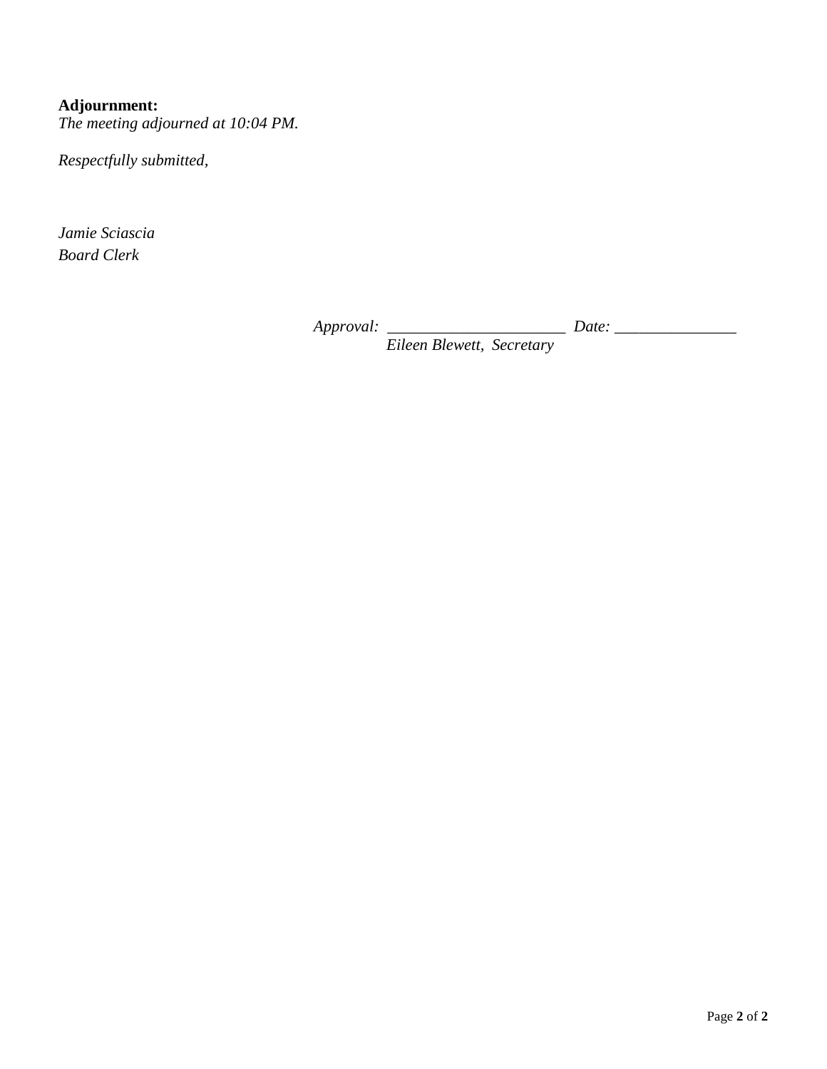**Adjournment:**
*The meeting adjourned at 10:04 PM.*

*Respectfully submitted,*

*Jamie Sciascia*
*Board Clerk*

*Approval:* ______________________ *Date:* _______________
*Eileen Blewett, Secretary*